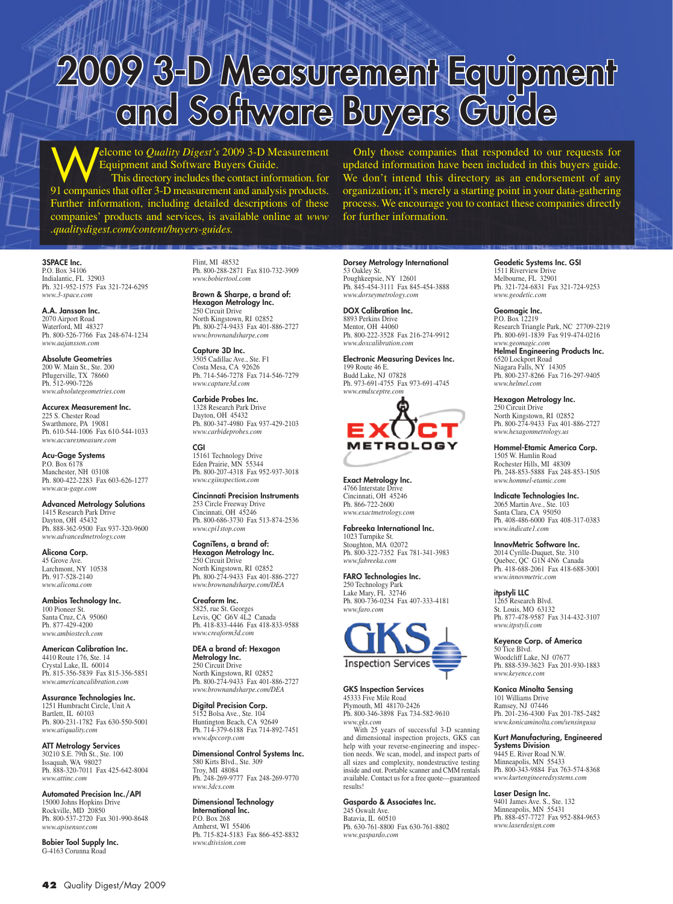# 2009 3-D Measurement Equipment and Software Buyers Guide

Welcome to *Quality Digest's* 2009 3-D Measurement Equipment and Software Buyers Guide.

This directory includes the contact information. for 91 companies that offer 3-D measurement and analysis products. Further information, including detailed descriptions of these companies' products and services, is available online at *www.qualitydigest.com/content/buyers-guides.*

Only those companies that responded to our requests for updated information have been included in this buyers guide. We don't intend this directory as an endorsement of any organization; it's merely a starting point in your data-gathering process. We encourage you to contact these companies directly for further information.

**3SPACE Inc.**
P.O. Box 34106
Indialantic, FL 32903
Ph. 321-952-1575 Fax 321-724-6295
*www.3-space.com*

**A.A. Jansson Inc.**
2070 Airport Road
Waterford, MI 48327
Ph. 800-526-7766 Fax 248-674-1234
*www.aajansson.com*

**Absolute Geometries**
200 W. Main St., Ste. 200
Pflugerville, TX 78660
Ph. 512-990-7226
*www.absolutegeometries.com*

**Accurex Measurement Inc.**
225 S. Chester Road
Swarthmore, PA 19081
Ph. 610-544-1006 Fax 610-544-1033
*www.accurexmeasure.com*

**Acu-Gage Systems**
P.O. Box 6178
Manchester, NH 03108
Ph. 800-422-2283 Fax 603-626-1277
*www.acu-gage.com*

**Advanced Metrology Solutions**
1415 Research Park Drive
Dayton, OH 45432
Ph. 888-362-9500 Fax 937-320-9600
*www.advancedmetrology.com*

**Alicona Corp.**
45 Grove Ave.
Larchmont, NY 10538
Ph. 917-528-2140
*www.alicona.com*

**Ambios Technology Inc.**
100 Pioneer St.
Santa Cruz, CA 95060
Ph. 877-429-4200
*www.ambiostech.com*

**American Calibration Inc.**
4410 Route 176, Ste. 14
Crystal Lake, IL 60014
Ph. 815-356-5839 Fax 815-356-5851
*www.americancalibration.com*

**Assurance Technologies Inc.**
1251 Humbracht Circle, Unit A
Bartlett, IL 60103
Ph. 800-231-1782 Fax 630-550-5001
*www.atiquality.com*

**ATT Metrology Services**
30210 S.E. 79th St., Ste. 100
Issaquah, WA 98027
Ph. 888-320-7011 Fax 425-642-8004
*www.attinc.com*

**Automated Precision Inc./API**
15000 Johns Hopkins Drive
Rockville, MD 20850
Ph. 800-537-2720 Fax 301-990-8648
*www.apisensor.com*

**Bobier Tool Supply Inc.**
G-4163 Corunna Road
Flint, MI 48532
Ph. 800-288-2871 Fax 810-732-3909
*www.bobiertool.com*

**Brown & Sharpe, a brand of: Hexagon Metrology Inc.**
250 Circuit Drive
North Kingstown, RI 02852
Ph. 800-274-9433 Fax 401-886-2727
*www.brownandsharpe.com*

**Capture 3D Inc.**
3505 Cadillac Ave., Ste. F1
Costa Mesa, CA 92626
Ph. 714-546-7278 Fax 714-546-7279
*www.capture3d.com*

**Carbide Probes Inc.**
1328 Research Park Drive
Dayton, OH 45432
Ph. 800-347-4980 Fax 937-429-2103
*www.carbideprobes.com*

**CGI**
15161 Technology Drive
Eden Prairie, MN 55344
Ph. 800-207-4318 Fax 952-937-3018
*www.cgiinspection.com*

**Cincinnati Precision Instruments**
253 Circle Freeway Drive
Cincinnati, OH 45246
Ph. 800-686-3730 Fax 513-874-2536
*www.cpi1stop.com*

**CogniTens, a brand of: Hexagon Metrology Inc.**
250 Circuit Drive
North Kingstown, RI 02852
Ph. 800-274-9433 Fax 401-886-2727
*www.brownandsharpe.com/DEA*

**Creaform Inc.**
5825, rue St. Georges
Levis, QC G6V 4L2 Canada
Ph. 418-833-4446 Fax 418-833-9588
*www.creaform3d.com*

**DEA a brand of: Hexagon Metrology Inc.**
250 Circuit Drive
North Kingstown, RI 02852
Ph. 800-274-9433 Fax 401-886-2727
*www.brownandsharpe.com/DEA*

**Digital Precision Corp.**
5152 Bolsa Ave., Ste. 104
Huntington Beach, CA 92649
Ph. 714-379-6188 Fax 714-892-7451
*www.dpccorp.com*

**Dimensional Control Systems Inc.**
580 Kirts Blvd., Ste. 309
Troy, MI 48084
Ph. 248-269-9777 Fax 248-269-9770
*www.3dcs.com*

**Dimensional Technology International Inc.**
P.O. Box 268
Amherst, WI 55406
Ph. 715-824-5183 Fax 866-452-8832
*www.dtivision.com*

**Dorsey Metrology International**
53 Oakley St.
Poughkeepsie, NY 12601
Ph. 845-454-3111 Fax 845-454-3888
*www.dorseymetrology.com*

**DOX Calibration Inc.**
8893 Perkins Drive
Mentor, OH 44060
Ph. 800-222-3528 Fax 216-274-9912
*www.doxcalibration.com*

**Electronic Measuring Devices Inc.**
199 Route 46 E.
Budd Lake, NJ 07828
Ph. 973-691-4755 Fax 973-691-4745
*www.emdsceptre.com*

**Exact Metrology Inc.**
4766 Interstate Drive
Cincinnati, OH 45246
Ph. 866-722-2600
*www.exactmetrology.com*

**Fabreeka International Inc.**
1023 Turnpike St.
Stoughton, MA 02072
Ph. 800-322-7352 Fax 781-341-3983
*www.fabreeka.com*

**FARO Technologies Inc.**
250 Technology Park
Lake Mary, FL 32746
Ph. 800-736-0234 Fax 407-333-4181
*www.faro.com*

**GKS Inspection Services**
45333 Five Mile Road
Plymouth, MI 48170-2426
Ph. 800-346-3898 Fax 734-582-9610
*www.gks.com*

With 25 years of successful 3-D scanning and dimensional inspection projects, GKS can help with your reverse-engineering and inspection needs. We scan, model, and inspect parts of all sizes and complexity, nondestructive testing inside and out. Portable scanner and CMM rentals available. Contact us for a free quote—guaranteed results!

**Gaspardo & Associates Inc.**
245 Oswalt Ave.
Batavia, IL 60510
Ph. 630-761-8800 Fax 630-761-8802
*www.gaspardo.com*

**Geodetic Systems Inc. GSI**
1511 Riverview Drive
Melbourne, FL 32901
Ph. 321-724-6831 Fax 321-724-9253
*www.geodetic.com*

**Geomagic Inc.**
P.O. Box 12219
Research Triangle Park, NC 27709-2219
Ph. 800-691-1839 Fax 919-474-0216
*www.geomagic.com*

**Helmel Engineering Products Inc.**
6520 Lockport Road
Niagara Falls, NY 14305
Ph. 800-237-8266 Fax 716-297-9405
*www.helmel.com*

**Hexagon Metrology Inc.**
250 Circuit Drive
North Kingstown, RI 02852
Ph. 800-274-9433 Fax 401-886-2727
*www.hexagonmetrology.us*

**Hommel-Etamic America Corp.**
1505 W. Hamlin Road
Rochester Hills, MI 48309
Ph. 248-853-5888 Fax 248-853-1505
*www.hommel-etamic.com*

**Indicate Technologies Inc.**
2065 Martin Ave., Ste. 103
Santa Clara, CA 95050
Ph. 408-486-6000 Fax 408-317-0383
*www.indicate1.com*

**InnovMetric Software Inc.**
2014 Cyrille-Duquet, Ste. 310
Quebec, QC G1N 4N6 Canada
Ph. 418-688-2061 Fax 418-688-3001
*www.innovmetric.com*

**itpstyli LLC**
1265 Research Blvd.
St. Louis, MO 63132
Ph. 877-478-9587 Fax 314-432-3107
*www.itpstyli.com*

**Keyence Corp. of America**
50 Tice Blvd.
Woodcliff Lake, NJ 07677
Ph. 888-539-3623 Fax 201-930-1883
*www.keyence.com*

**Konica Minolta Sensing**
101 Williams Drive
Ramsey, NJ 07446
Ph. 201-236-4300 Fax 201-785-2482
*www.konicaminolta.com/sensingusa*

**Kurt Manufacturing, Engineered Systems Division**
9445 E. River Road N.W.
Minneapolis, MN 55433
Ph. 800-343-9884 Fax 763-574-8368
*www.kurtengineeredsystems.com*

**Laser Design Inc.**
9401 James Ave. S., Ste. 132
Minneapolis, MN 55431
Ph. 888-457-7727 Fax 952-884-9653
*www.laserdesign.com*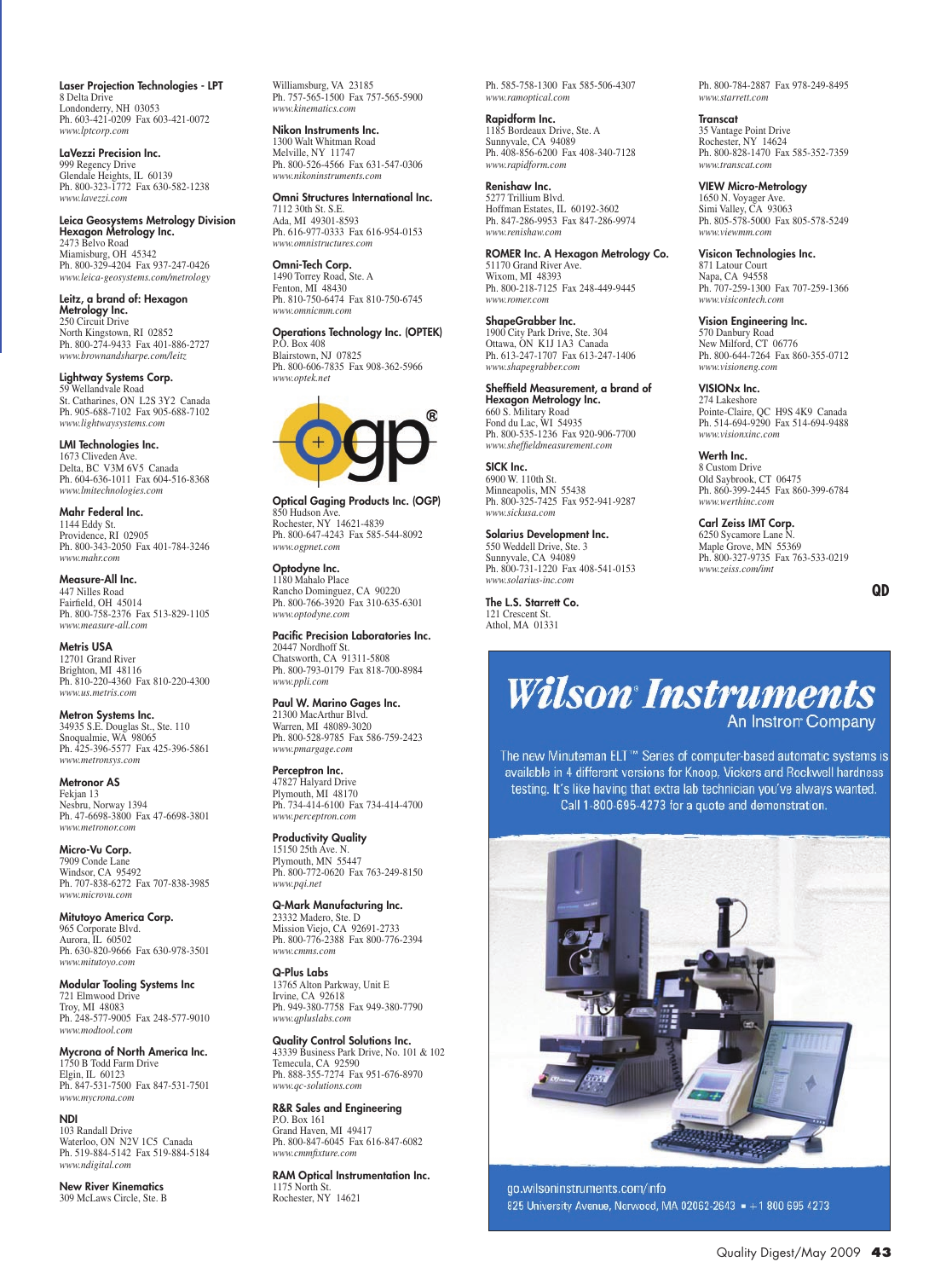**Laser Projection Technologies - LPT**
8 Delta Drive
Londonderry, NH 03053
Ph. 603-421-0209 Fax 603-421-0072
*www.lptcorp.com*

**LaVezzi Precision Inc.**
999 Regency Drive
Glendale Heights, IL 60139
Ph. 800-323-1772 Fax 630-582-1238
*www.lavezzi.com*

**Leica Geosystems Metrology Division Hexagon Metrology Inc.**
2473 Belvo Road
Miamisburg, OH 45342
Ph. 800-329-4204 Fax 937-247-0426
*www.leica-geosystems.com/metrology*

**Leitz, a brand of: Hexagon Metrology Inc.**
250 Circuit Drive
North Kingstown, RI 02852
Ph. 800-274-9433 Fax 401-886-2727
*www.brownandsharpe.com/leitz*

**Lightway Systems Corp.**
59 Wellandvale Road
St. Catharines, ON L2S 3Y2 Canada
Ph. 905-688-7102 Fax 905-688-7102
*www.lightwaysystems.com*

**LMI Technologies Inc.**
1673 Cliveden Ave.
Delta, BC V3M 6V5 Canada
Ph. 604-636-1011 Fax 604-516-8368
*www.lmitechnologies.com*

**Mahr Federal Inc.**
1144 Eddy St.
Providence, RI 02905
Ph. 800-343-2050 Fax 401-784-3246
*www.mahr.com*

**Measure-All Inc.**
447 Nilles Road
Fairfield, OH 45014
Ph. 800-758-2376 Fax 513-829-1105
*www.measure-all.com*

**Metris USA**
12701 Grand River
Brighton, MI 48116
Ph. 810-220-4360 Fax 810-220-4300
*www.us.metris.com*

**Metron Systems Inc.**
34935 S.E. Douglas St., Ste. 110
Snoqualmie, WA 98065
Ph. 425-396-5577 Fax 425-396-5861
*www.metronsys.com*

**Metronor AS**
Fekjan 13
Nesbru, Norway 1394
Ph. 47-6698-3800 Fax 47-6698-3801
*www.metronor.com*

**Micro-Vu Corp.**
7909 Conde Lane
Windsor, CA 95492
Ph. 707-838-6272 Fax 707-838-3985
*www.microvu.com*

**Mitutoyo America Corp.**
965 Corporate Blvd.
Aurora, IL 60502
Ph. 630-820-9666 Fax 630-978-3501
*www.mitutoyo.com*

**Modular Tooling Systems Inc**
721 Elmwood Drive
Troy, MI 48083
Ph. 248-577-9005 Fax 248-577-9010
*www.modtool.com*

**Mycrona of North America Inc.**
1750 B Todd Farm Drive
Elgin, IL 60123
Ph. 847-531-7500 Fax 847-531-7501
*www.mycrona.com*

**NDI**
103 Randall Drive
Waterloo, ON N2V 1C5 Canada
Ph. 519-884-5142 Fax 519-884-5184
*www.ndigital.com*

**New River Kinematics**
309 McLaws Circle, Ste. B
Williamsburg, VA 23185
Ph. 757-565-1500 Fax 757-565-5900
*www.kinematics.com*

**Nikon Instruments Inc.**
1300 Walt Whitman Road
Melville, NY 11747
Ph. 800-526-4566 Fax 631-547-0306
*www.nikoninstruments.com*

**Omni Structures International Inc.**
7112 30th St. S.E.
Ada, MI 49301-8593
Ph. 616-977-0333 Fax 616-954-0153
*www.omnistructures.com*

**Omni-Tech Corp.**
1490 Torrey Road, Ste. A
Fenton, MI 48430
Ph. 810-750-6474 Fax 810-750-6745
*www.omnicmm.com*

**Operations Technology Inc. (OPTEK)**
P.O. Box 408
Blairstown, NJ 07825
Ph. 800-606-7835 Fax 908-362-5966
*www.optek.net*

**Optical Gaging Products Inc. (OGP)**
850 Hudson Ave.
Rochester, NY 14621-4839
Ph. 800-647-4243 Fax 585-544-8092
*www.ogpnet.com*

**Optodyne Inc.**
1180 Mahalo Place
Rancho Dominguez, CA 90220
Ph. 800-766-3920 Fax 310-635-6301
*www.optodyne.com*

**Pacific Precision Laboratories Inc.**
20447 Nordhoff St.
Chatsworth, CA 91311-5808
Ph. 800-793-0179 Fax 818-700-8984
*www.ppli.com*

**Paul W. Marino Gages Inc.**
21300 MacArthur Blvd.
Warren, MI 48089-3020
Ph. 800-528-9785 Fax 586-759-2423
*www.pmargage.com*

**Perceptron Inc.**
47827 Halyard Drive
Plymouth, MI 48170
Ph. 734-414-6100 Fax 734-414-4700
*www.perceptron.com*

**Productivity Quality**
15150 25th Ave. N.
Plymouth, MN 55447
Ph. 800-772-0620 Fax 763-249-8150
*www.pqi.net*

**Q-Mark Manufacturing Inc.**
23332 Madero, Ste. D
Mission Viejo, CA 92691-2733
Ph. 800-776-2388 Fax 800-776-2394
*www.cmms.com*

**Q-Plus Labs**
13765 Alton Parkway, Unit E
Irvine, CA 92618
Ph. 949-380-7758 Fax 949-380-7790
*www.qpluslabs.com*

**Quality Control Solutions Inc.**
43339 Business Park Drive, No. 101 & 102
Temecula, CA 92590
Ph. 888-355-7274 Fax 951-676-8970
*www.qc-solutions.com*

**R&R Sales and Engineering**
P.O. Box 161
Grand Haven, MI 49417
Ph. 800-847-6045 Fax 616-847-6082
*www.cmmfixture.com*

**RAM Optical Instrumentation Inc.**
1175 North St.
Rochester, NY 14621
Ph. 585-758-1300 Fax 585-506-4307
*www.ramoptical.com*

**Rapidform Inc.**
1185 Bordeaux Drive, Ste. A
Sunnyvale, CA 94089
Ph. 408-856-6200 Fax 408-340-7128
*www.rapidform.com*

**Renishaw Inc.**
5277 Trillium Blvd.
Hoffman Estates, IL 60192-3602
Ph. 847-286-9953 Fax 847-286-9974
*www.renishaw.com*

**ROMER Inc. A Hexagon Metrology Co.**
51170 Grand River Ave.
Wixom, MI 48393
Ph. 800-218-7125 Fax 248-449-9445
*www.romer.com*

**ShapeGrabber Inc.**
1900 City Park Drive, Ste. 304
Ottawa, ON K1J 1A3 Canada
Ph. 613-247-1707 Fax 613-247-1406
*www.shapegrabber.com*

**Sheffield Measurement, a brand of Hexagon Metrology Inc.**
660 S. Military Road
Fond du Lac, WI 54935
Ph. 800-535-1236 Fax 920-906-7700
*www.sheffieldmeasurement.com*

**SICK Inc.**
6900 W. 110th St.
Minneapolis, MN 55438
Ph. 800-325-7425 Fax 952-941-9287
*www.sickusa.com*

**Solarius Development Inc.**
550 Weddell Drive, Ste. 3
Sunnyvale, CA 94089
Ph. 800-731-1220 Fax 408-541-0153
*www.solarius-inc.com*

**The L.S. Starrett Co.**
121 Crescent St.
Athol, MA 01331
Ph. 800-784-2887 Fax 978-249-8495
*www.starrett.com*

**Transcat**
35 Vantage Point Drive
Rochester, NY 14624
Ph. 800-828-1470 Fax 585-352-7359
*www.transcat.com*

**VIEW Micro-Metrology**
1650 N. Voyager Ave.
Simi Valley, CA 93063
Ph. 805-578-5000 Fax 805-578-5249
*www.viewmm.com*

**Visicon Technologies Inc.**
871 Latour Court
Napa, CA 94558
Ph. 707-259-1300 Fax 707-259-1366
*www.visicontech.com*

**Vision Engineering Inc.**
570 Danbury Road
New Milford, CT 06776
Ph. 800-644-7264 Fax 860-355-0712
*www.visioneng.com*

**VISIONx Inc.**
274 Lakeshore
Pointe-Claire, QC H9S 4K9 Canada
Ph. 514-694-9290 Fax 514-694-9488
*www.visionxinc.com*

**Werth Inc.**
8 Custom Drive
Old Saybrook, CT 06475
Ph. 860-399-2445 Fax 860-399-6784
*www.werthinc.com*

**Carl Zeiss IMT Corp.**
6250 Sycamore Lane N.
Maple Grove, MN 55369
Ph. 800-327-9735 Fax 763-533-0219
*www.zeiss.com/imt*

**QD**

**Wilson® Instruments**
An Instron Company

The new Minuteman ELT™ Series of computer-based automatic systems is available in 4 different versions for Knoop, Vickers and Rockwell hardness testing. It's like having that extra lab technician you've always wanted. Call 1-800-695-4273 for a quote and demonstration.

go.wilsoninstruments.com/info
825 University Avenue, Norwood, MA 02062-2643 ■ +1 800 695 4273